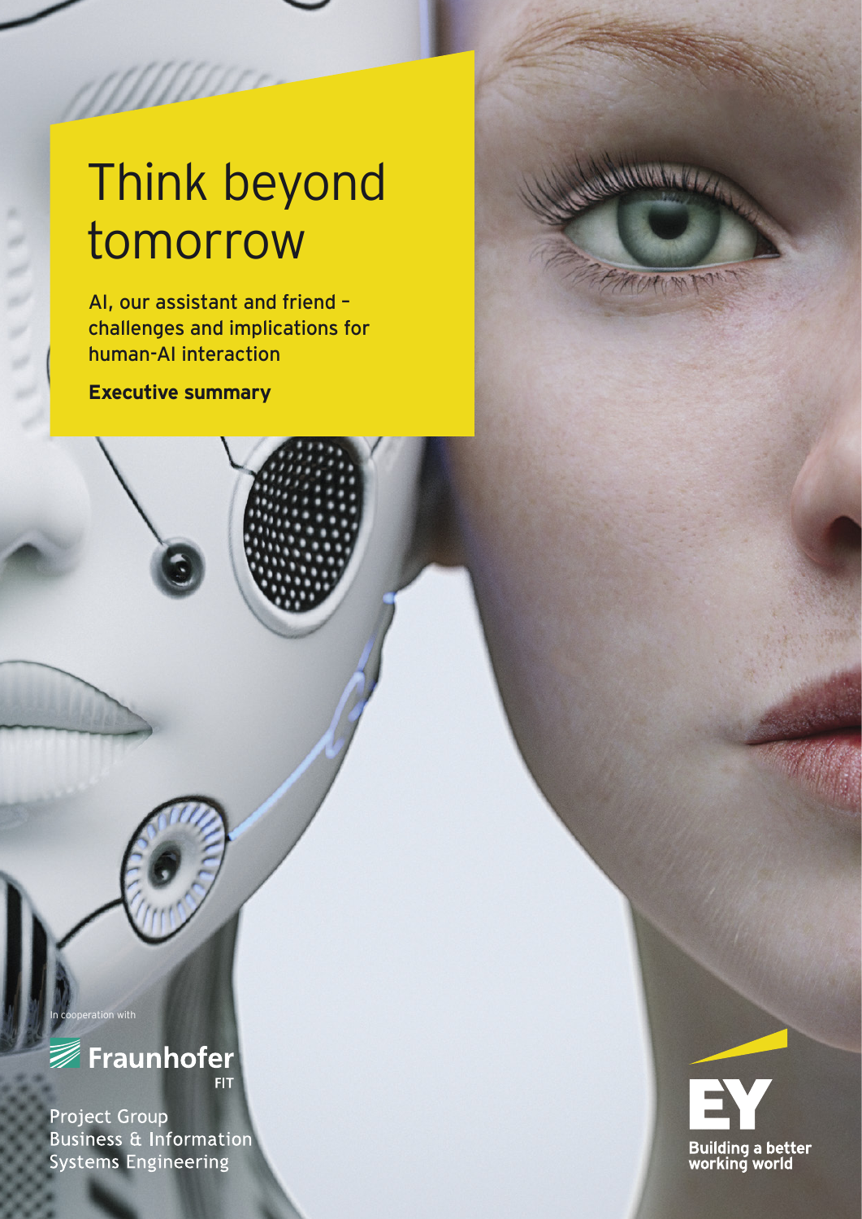# Think beyond tomorrow

AI, our assistant and friend – challenges and implications for human-AI interaction

**Executive summary**

In cooperation with

Fraunhofer FIT

Project Group Business & Information Systems Engineering

EY

Building a better working world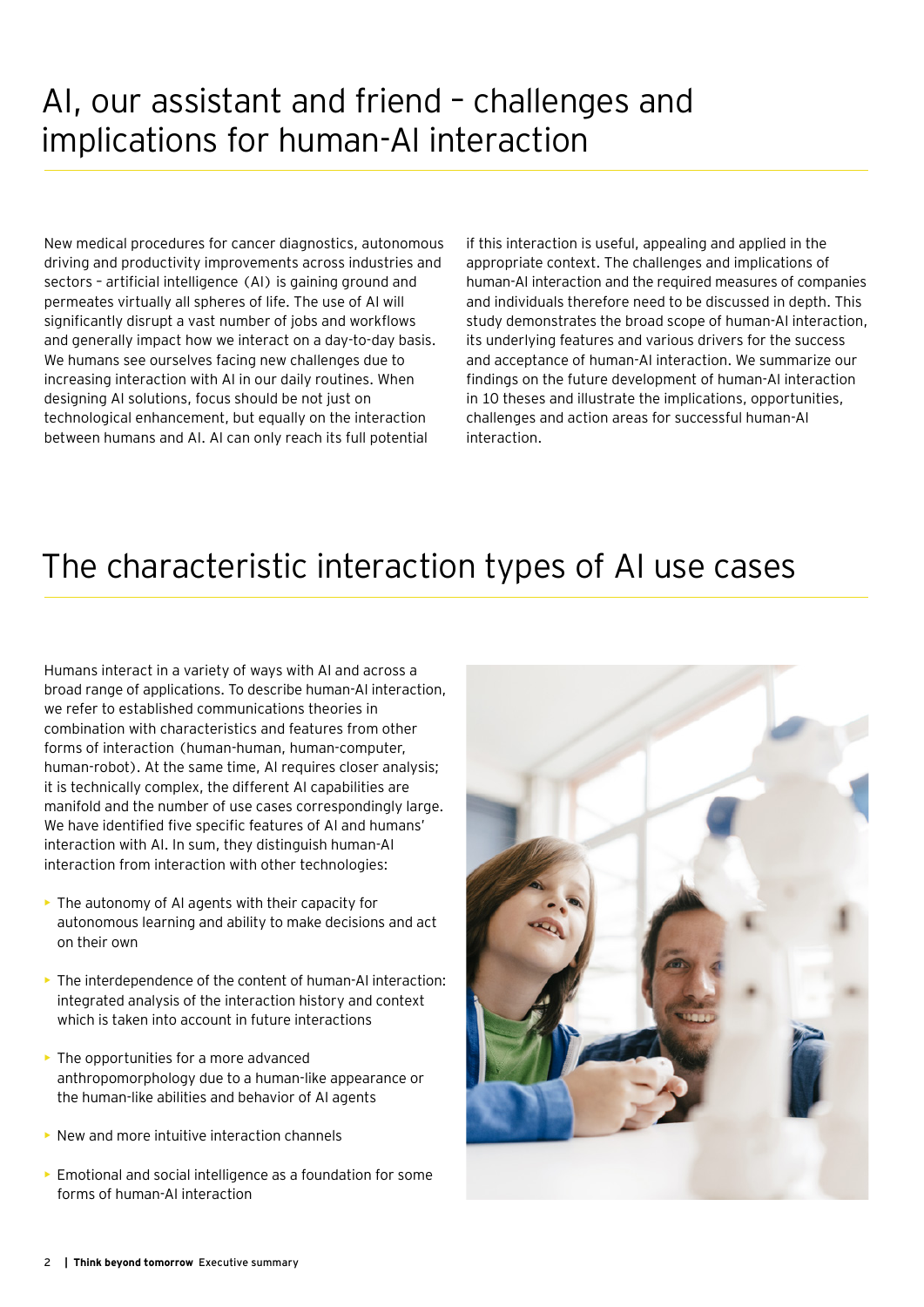# AI, our assistant and friend – challenges and implications for human-AI interaction

New medical procedures for cancer diagnostics, autonomous driving and productivity improvements across industries and sectors – artificial intelligence (AI) is gaining ground and permeates virtually all spheres of life. The use of AI will significantly disrupt a vast number of jobs and workflows and generally impact how we interact on a day-to-day basis. We humans see ourselves facing new challenges due to increasing interaction with AI in our daily routines. When designing AI solutions, focus should be not just on technological enhancement, but equally on the interaction between humans and AI. AI can only reach its full potential if this interaction is useful, appealing and applied in the appropriate context. The challenges and implications of human-AI interaction and the required measures of companies and individuals therefore need to be discussed in depth. This study demonstrates the broad scope of human-AI interaction, its underlying features and various drivers for the success and acceptance of human-AI interaction. We summarize our findings on the future development of human-AI interaction in 10 theses and illustrate the implications, opportunities, challenges and action areas for successful human-AI interaction.

# The characteristic interaction types of AI use cases

Humans interact in a variety of ways with AI and across a broad range of applications. To describe human-AI interaction, we refer to established communications theories in combination with characteristics and features from other forms of interaction (human-human, human-computer, human-robot). At the same time, AI requires closer analysis; it is technically complex, the different AI capabilities are manifold and the number of use cases correspondingly large. We have identified five specific features of AI and humans' interaction with AI. In sum, they distinguish human-AI interaction from interaction with other technologies:

- The autonomy of AI agents with their capacity for autonomous learning and ability to make decisions and act on their own
- The interdependence of the content of human-AI interaction: integrated analysis of the interaction history and context which is taken into account in future interactions
- The opportunities for a more advanced anthropomorphology due to a human-like appearance or the human-like abilities and behavior of AI agents
- New and more intuitive interaction channels
- Emotional and social intelligence as a foundation for some forms of human-AI interaction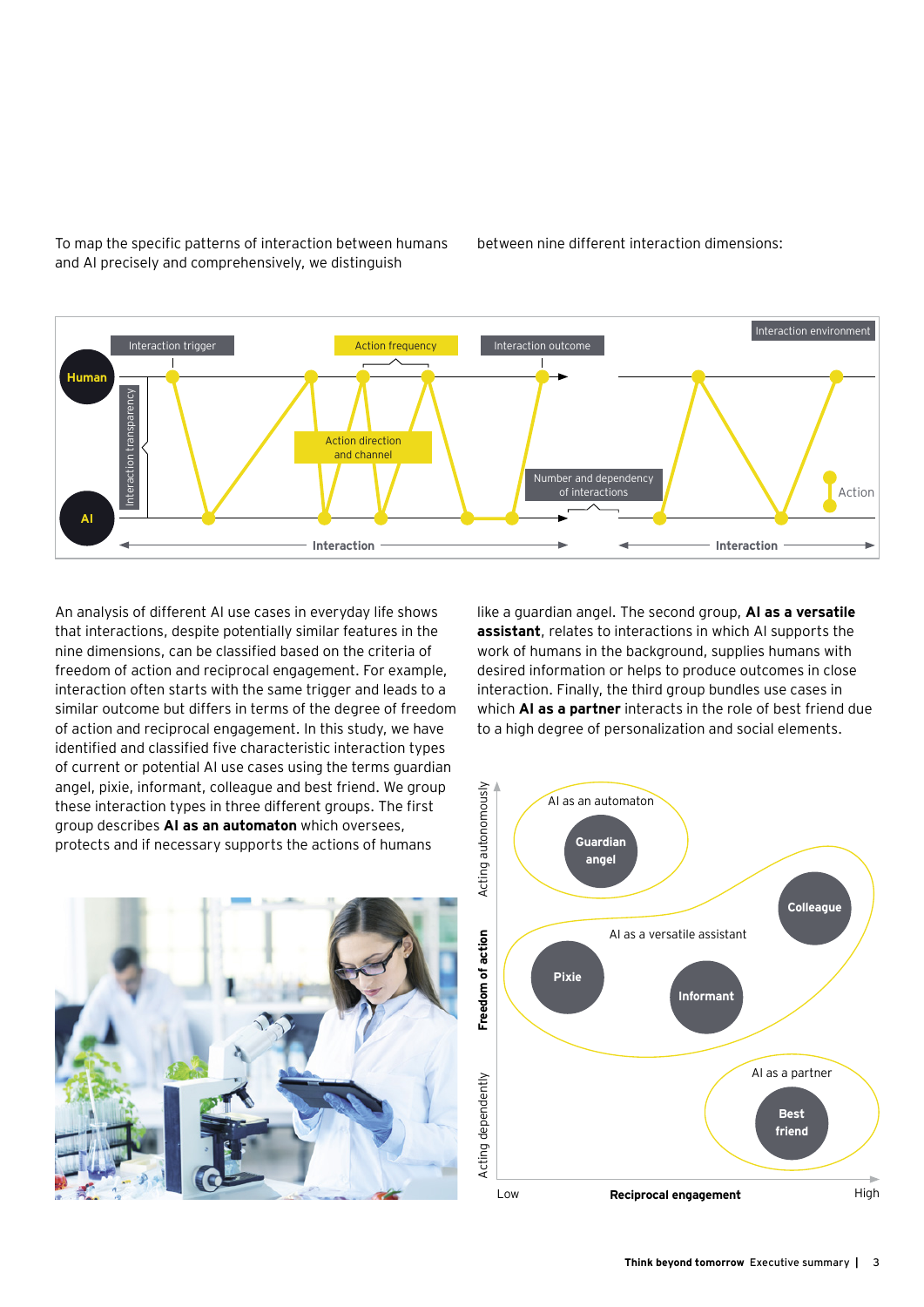To map the specific patterns of interaction between humans and AI precisely and comprehensively, we distinguish between nine different interaction dimensions:

An analysis of different AI use cases in everyday life shows that interactions, despite potentially similar features in the nine dimensions, can be classified based on the criteria of freedom of action and reciprocal engagement. For example, interaction often starts with the same trigger and leads to a similar outcome but differs in terms of the degree of freedom of action and reciprocal engagement. In this study, we have identified and classified five characteristic interaction types of current or potential AI use cases using the terms guardian angel, pixie, informant, colleague and best friend. We group these interaction types in three different groups. The first group describes **AI as an automaton** which oversees, protects and if necessary supports the actions of humans like a guardian angel. The second group, **AI as a versatile assistant**, relates to interactions in which AI supports the work of humans in the background, supplies humans with desired information or helps to produce outcomes in close interaction. Finally, the third group bundles use cases in which **AI as a partner** interacts in the role of best friend due to a high degree of personalization and social elements.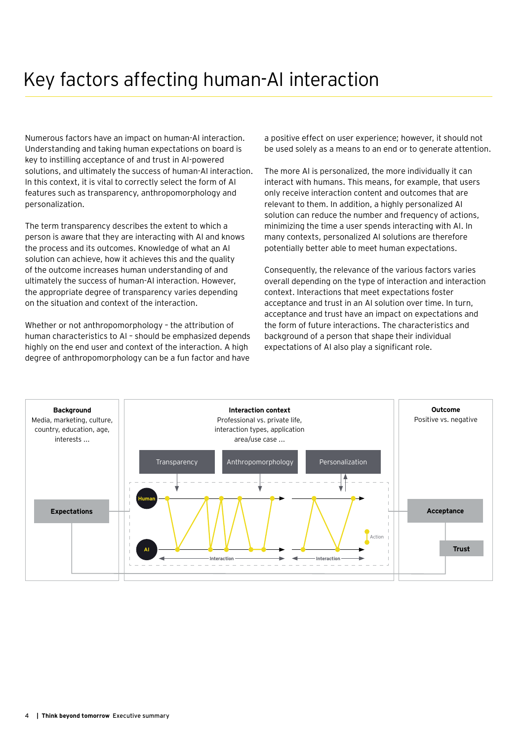# Key factors affecting human-AI interaction

Numerous factors have an impact on human-AI interaction. Understanding and taking human expectations on board is key to instilling acceptance of and trust in AI-powered solutions, and ultimately the success of human-AI interaction. In this context, it is vital to correctly select the form of AI features such as transparency, anthropomorphology and personalization.

The term transparency describes the extent to which a person is aware that they are interacting with AI and knows the process and its outcomes. Knowledge of what an AI solution can achieve, how it achieves this and the quality of the outcome increases human understanding of and ultimately the success of human-AI interaction. However, the appropriate degree of transparency varies depending on the situation and context of the interaction.

Whether or not anthropomorphology – the attribution of human characteristics to AI – should be emphasized depends highly on the end user and context of the interaction. A high degree of anthropomorphology can be a fun factor and have a positive effect on user experience; however, it should not be used solely as a means to an end or to generate attention.

The more AI is personalized, the more individually it can interact with humans. This means, for example, that users only receive interaction content and outcomes that are relevant to them. In addition, a highly personalized AI solution can reduce the number and frequency of actions, minimizing the time a user spends interacting with AI. In many contexts, personalized AI solutions are therefore potentially better able to meet human expectations.

Consequently, the relevance of the various factors varies overall depending on the type of interaction and interaction context. Interactions that meet expectations foster acceptance and trust in an AI solution over time. In turn, acceptance and trust have an impact on expectations and the form of future interactions. The characteristics and background of a person that shape their individual expectations of AI also play a significant role.

**Background**
Media, marketing, culture, country, education, age, interests ...

**Expectations**

**Interaction context**
Professional vs. private life, interaction types, application area/use case ...

Transparency | Anthropomorphology | Personalization

Human — AI — Interaction — Action

**Outcome**
Positive vs. negative

**Acceptance**

**Trust**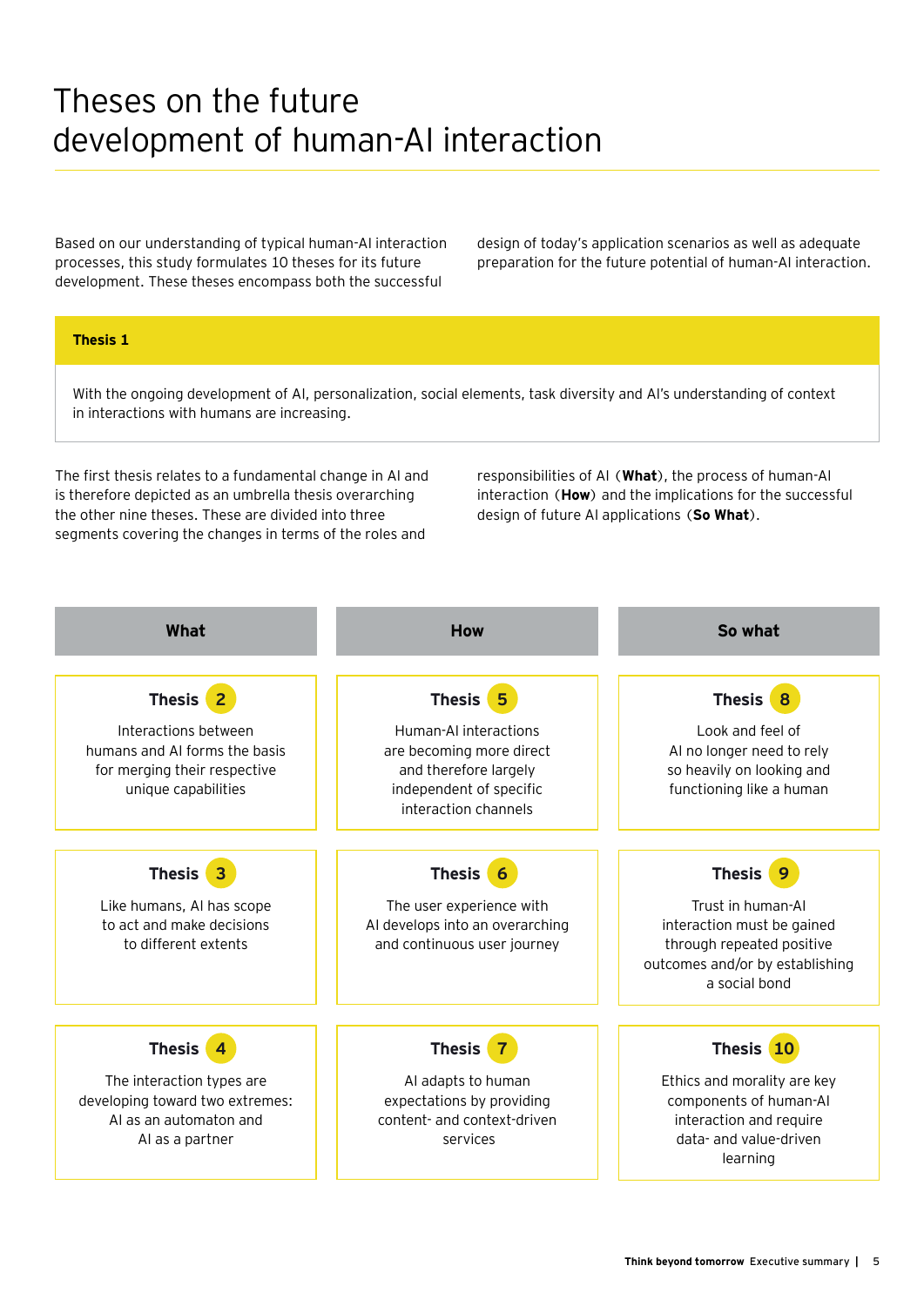# Theses on the future development of human-AI interaction

Based on our understanding of typical human-AI interaction processes, this study formulates 10 theses for its future development. These theses encompass both the successful design of today's application scenarios as well as adequate preparation for the future potential of human-AI interaction.

**Thesis 1**

With the ongoing development of AI, personalization, social elements, task diversity and AI's understanding of context in interactions with humans are increasing.

The first thesis relates to a fundamental change in AI and is therefore depicted as an umbrella thesis overarching the other nine theses. These are divided into three segments covering the changes in terms of the roles and responsibilities of AI (**What**), the process of human-AI interaction (**How**) and the implications for the successful design of future AI applications (**So What**).

| What | How | So what |
|---|---|---|
| **Thesis 2**<br>Interactions between humans and AI forms the basis for merging their respective unique capabilities | **Thesis 5**<br>Human-AI interactions are becoming more direct and therefore largely independent of specific interaction channels | **Thesis 8**<br>Look and feel of AI no longer need to rely so heavily on looking and functioning like a human |
| **Thesis 3**<br>Like humans, AI has scope to act and make decisions to different extents | **Thesis 6**<br>The user experience with AI develops into an overarching and continuous user journey | **Thesis 9**<br>Trust in human-AI interaction must be gained through repeated positive outcomes and/or by establishing a social bond |
| **Thesis 4**<br>The interaction types are developing toward two extremes: AI as an automaton and AI as a partner | **Thesis 7**<br>AI adapts to human expectations by providing content- and context-driven services | **Thesis 10**<br>Ethics and morality are key components of human-AI interaction and require data- and value-driven learning |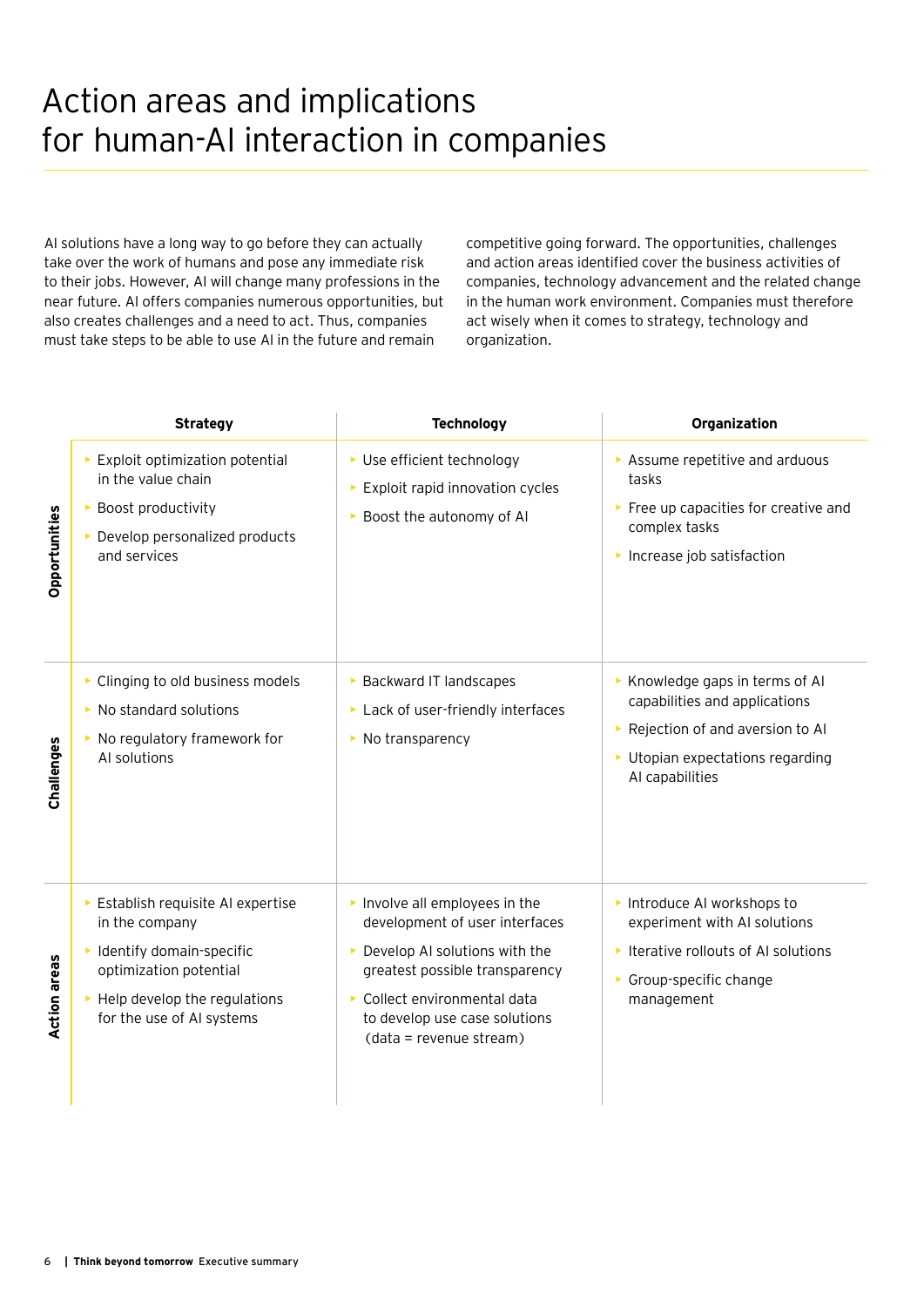# Action areas and implications for human-AI interaction in companies

AI solutions have a long way to go before they can actually take over the work of humans and pose any immediate risk to their jobs. However, AI will change many professions in the near future. AI offers companies numerous opportunities, but also creates challenges and a need to act. Thus, companies must take steps to be able to use AI in the future and remain competitive going forward. The opportunities, challenges and action areas identified cover the business activities of companies, technology advancement and the related change in the human work environment. Companies must therefore act wisely when it comes to strategy, technology and organization.

| | Strategy | Technology | Organization |
|---|---|---|---|
| **Opportunities** | ▸ Exploit optimization potential in the value chain<br>▸ Boost productivity<br>▸ Develop personalized products and services | ▸ Use efficient technology<br>▸ Exploit rapid innovation cycles<br>▸ Boost the autonomy of AI | ▸ Assume repetitive and arduous tasks<br>▸ Free up capacities for creative and complex tasks<br>▸ Increase job satisfaction |
| **Challenges** | ▸ Clinging to old business models<br>▸ No standard solutions<br>▸ No regulatory framework for AI solutions | ▸ Backward IT landscapes<br>▸ Lack of user-friendly interfaces<br>▸ No transparency | ▸ Knowledge gaps in terms of AI capabilities and applications<br>▸ Rejection of and aversion to AI<br>▸ Utopian expectations regarding AI capabilities |
| **Action areas** | ▸ Establish requisite AI expertise in the company<br>▸ Identify domain-specific optimization potential<br>▸ Help develop the regulations for the use of AI systems | ▸ Involve all employees in the development of user interfaces<br>▸ Develop AI solutions with the greatest possible transparency<br>▸ Collect environmental data to develop use case solutions (data = revenue stream) | ▸ Introduce AI workshops to experiment with AI solutions<br>▸ Iterative rollouts of AI solutions<br>▸ Group-specific change management |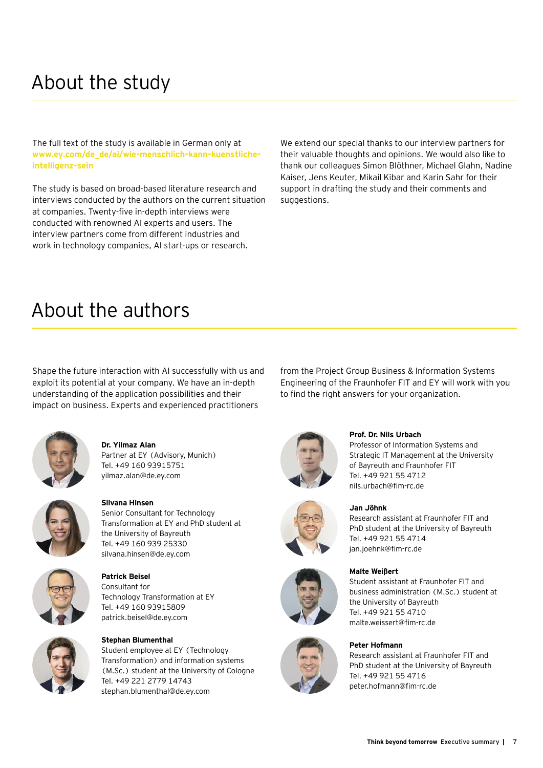# About the study

The full text of the study is available in German only at **www.ey.com/de_de/ai/wie-menschlich-kann-kuenstliche-intelligenz-sein**

The study is based on broad-based literature research and interviews conducted by the authors on the current situation at companies. Twenty-five in-depth interviews were conducted with renowned AI experts and users. The interview partners come from different industries and work in technology companies, AI start-ups or research.

We extend our special thanks to our interview partners for their valuable thoughts and opinions. We would also like to thank our colleagues Simon Blöthner, Michael Glahn, Nadine Kaiser, Jens Keuter, Mikail Kibar and Karin Sahr for their support in drafting the study and their comments and suggestions.

# About the authors

Shape the future interaction with AI successfully with us and exploit its potential at your company. We have an in-depth understanding of the application possibilities and their impact on business. Experts and experienced practitioners from the Project Group Business & Information Systems Engineering of the Fraunhofer FIT and EY will work with you to find the right answers for your organization.

**Dr. Yilmaz Alan**
Partner at EY (Advisory, Munich)
Tel. +49 160 93915751
yilmaz.alan@de.ey.com

**Silvana Hinsen**
Senior Consultant for Technology Transformation at EY and PhD student at the University of Bayreuth
Tel. +49 160 939 25330
silvana.hinsen@de.ey.com

**Patrick Beisel**
Consultant for Technology Transformation at EY
Tel. +49 160 93915809
patrick.beisel@de.ey.com

**Stephan Blumenthal**
Student employee at EY (Technology Transformation) and information systems (M.Sc.) student at the University of Cologne
Tel. +49 221 2779 14743
stephan.blumenthal@de.ey.com

**Prof. Dr. Nils Urbach**
Professor of Information Systems and Strategic IT Management at the University of Bayreuth and Fraunhofer FIT
Tel. +49 921 55 4712
nils.urbach@fim-rc.de

**Jan Jöhnk**
Research assistant at Fraunhofer FIT and PhD student at the University of Bayreuth
Tel. +49 921 55 4714
jan.joehnk@fim-rc.de

**Malte Weißert**
Student assistant at Fraunhofer FIT and business administration (M.Sc.) student at the University of Bayreuth
Tel. +49 921 55 4710
malte.weissert@fim-rc.de

**Peter Hofmann**
Research assistant at Fraunhofer FIT and PhD student at the University of Bayreuth
Tel. +49 921 55 4716
peter.hofmann@fim-rc.de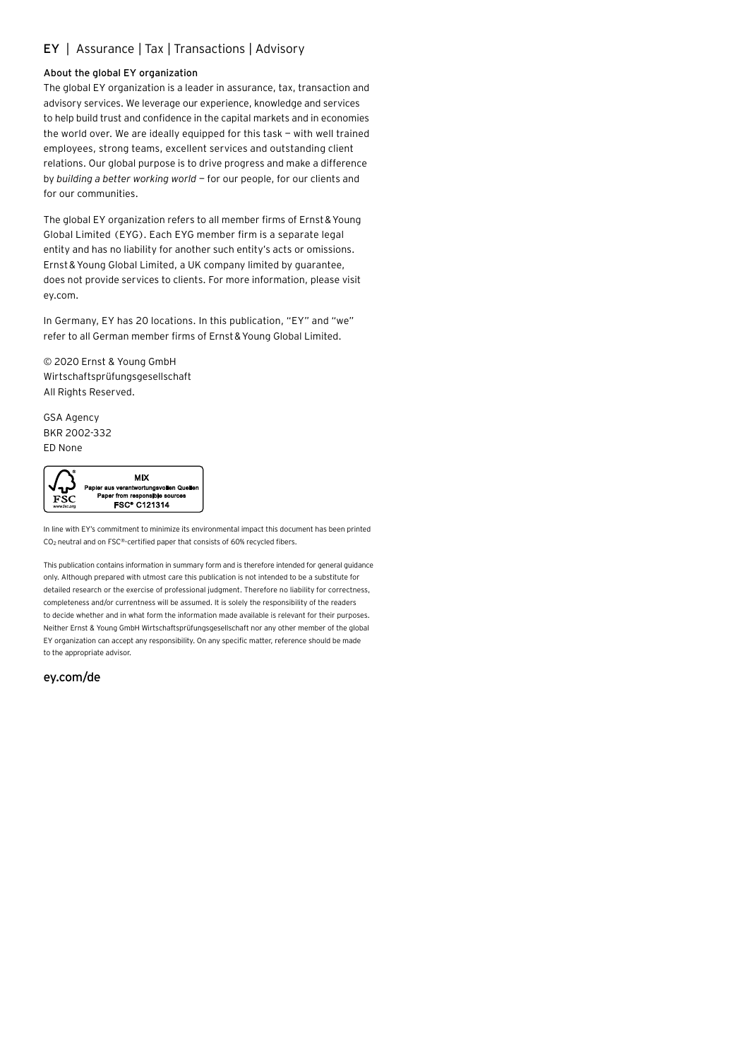**EY** | Assurance | Tax | Transactions | Advisory

**About the global EY organization**

The global EY organization is a leader in assurance, tax, transaction and advisory services. We leverage our experience, knowledge and services to help build trust and confidence in the capital markets and in economies the world over. We are ideally equipped for this task — with well trained employees, strong teams, excellent services and outstanding client relations. Our global purpose is to drive progress and make a difference by *building a better working world* — for our people, for our clients and for our communities.

The global EY organization refers to all member firms of Ernst & Young Global Limited (EYG). Each EYG member firm is a separate legal entity and has no liability for another such entity's acts or omissions. Ernst & Young Global Limited, a UK company limited by guarantee, does not provide services to clients. For more information, please visit ey.com.

In Germany, EY has 20 locations. In this publication, "EY" and "we" refer to all German member firms of Ernst & Young Global Limited.

© 2020 Ernst & Young GmbH
Wirtschaftsprüfungsgesellschaft
All Rights Reserved.

GSA Agency
BKR 2002-332
ED None

FSC
www.fsc.org
MIX
Papier aus verantwortungsvollen Quellen
Paper from responsible sources
FSC® C121314

In line with EY's commitment to minimize its environmental impact this document has been printed $CO_2$ neutral and on FSC®-certified paper that consists of 60% recycled fibers.

This publication contains information in summary form and is therefore intended for general guidance only. Although prepared with utmost care this publication is not intended to be a substitute for detailed research or the exercise of professional judgment. Therefore no liability for correctness, completeness and/or currentness will be assumed. It is solely the responsibility of the readers to decide whether and in what form the information made available is relevant for their purposes. Neither Ernst & Young GmbH Wirtschaftsprüfungsgesellschaft nor any other member of the global EY organization can accept any responsibility. On any specific matter, reference should be made to the appropriate advisor.

**ey.com/de**